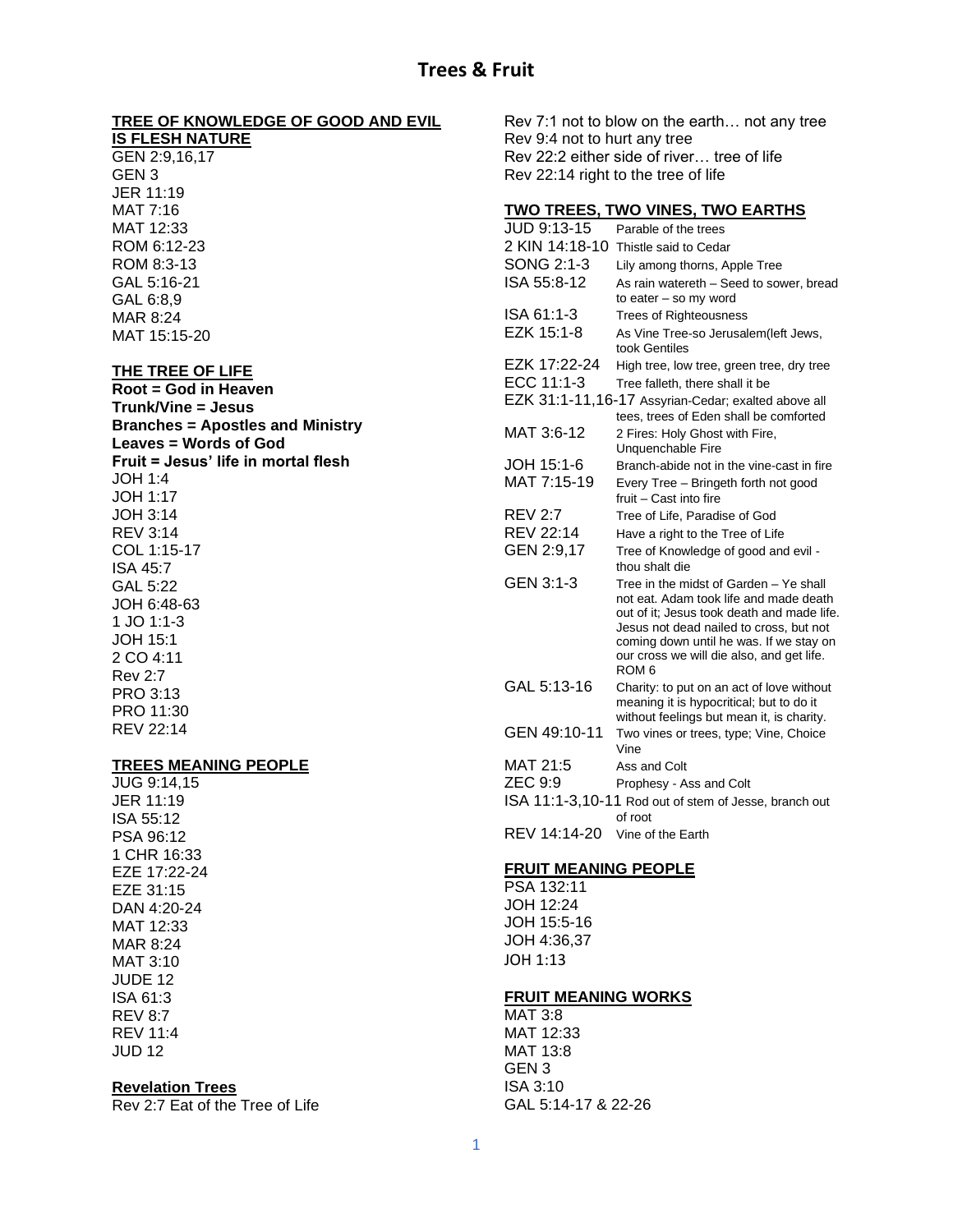# Trees & Fruit

## TREE OF KNOWLEDGE OF GOOD AND EVIL IS FLESH NATURE

GEN 2:9,16,17
GEN 3
JER 11:19
MAT 7:16
MAT 12:33
ROM 6:12-23
ROM 8:3-13
GAL 5:16-21
GAL 6:8,9
MAR 8:24
MAT 15:15-20

## THE TREE OF LIFE

**Root = God in Heaven**
**Trunk/Vine = Jesus**
**Branches = Apostles and Ministry**
**Leaves = Words of God**
**Fruit = Jesus' life in mortal flesh**

JOH 1:4
JOH 1:17
JOH 3:14
REV 3:14
COL 1:15-17
ISA 45:7
GAL 5:22
JOH 6:48-63
1 JO 1:1-3
JOH 15:1
2 CO 4:11
Rev 2:7
PRO 3:13
PRO 11:30
REV 22:14

## TREES MEANING PEOPLE

JUG 9:14,15
JER 11:19
ISA 55:12
PSA 96:12
1 CHR 16:33
EZE 17:22-24
EZE 31:15
DAN 4:20-24
MAT 12:33
MAR 8:24
MAT 3:10
JUDE 12
ISA 61:3
REV 8:7
REV 11:4
JUD 12

## Revelation Trees

Rev 2:7 Eat of the Tree of Life
Rev 7:1 not to blow on the earth… not any tree
Rev 9:4 not to hurt any tree
Rev 22:2 either side of river… tree of life
Rev 22:14 right to the tree of life

## TWO TREES, TWO VINES, TWO EARTHS

| | |
|---|---|
| JUD 9:13-15 | Parable of the trees |
| 2 KIN 14:18-10 | Thistle said to Cedar |
| SONG 2:1-3 | Lily among thorns, Apple Tree |
| ISA 55:8-12 | As rain watereth – Seed to sower, bread to eater – so my word |
| ISA 61:1-3 | Trees of Righteousness |
| EZK 15:1-8 | As Vine Tree-so Jerusalem(left Jews, took Gentiles |
| EZK 17:22-24 | High tree, low tree, green tree, dry tree |
| ECC 11:1-3 | Tree falleth, there shall it be |
| EZK 31:1-11,16-17 | Assyrian-Cedar; exalted above all tees, trees of Eden shall be comforted |
| MAT 3:6-12 | 2 Fires: Holy Ghost with Fire, Unquenchable Fire |
| JOH 15:1-6 | Branch-abide not in the vine-cast in fire |
| MAT 7:15-19 | Every Tree – Bringeth forth not good fruit – Cast into fire |
| REV 2:7 | Tree of Life, Paradise of God |
| REV 22:14 | Have a right to the Tree of Life |
| GEN 2:9,17 | Tree of Knowledge of good and evil - thou shalt die |
| GEN 3:1-3 | Tree in the midst of Garden – Ye shall not eat. Adam took life and made death out of it; Jesus took death and made life. Jesus not dead nailed to cross, but not coming down until he was. If we stay on our cross we will die also, and get life. ROM 6 |
| GAL 5:13-16 | Charity: to put on an act of love without meaning it is hypocritical; but to do it without feelings but mean it, is charity. |
| GEN 49:10-11 | Two vines or trees, type; Vine, Choice Vine |
| MAT 21:5 | Ass and Colt |
| ZEC 9:9 | Prophesy - Ass and Colt |
| ISA 11:1-3,10-11 | Rod out of stem of Jesse, branch out of root |
| REV 14:14-20 | Vine of the Earth |

## FRUIT MEANING PEOPLE

PSA 132:11
JOH 12:24
JOH 15:5-16
JOH 4:36,37
JOH 1:13

## FRUIT MEANING WORKS

MAT 3:8
MAT 12:33
MAT 13:8
GEN 3
ISA 3:10
GAL 5:14-17 & 22-26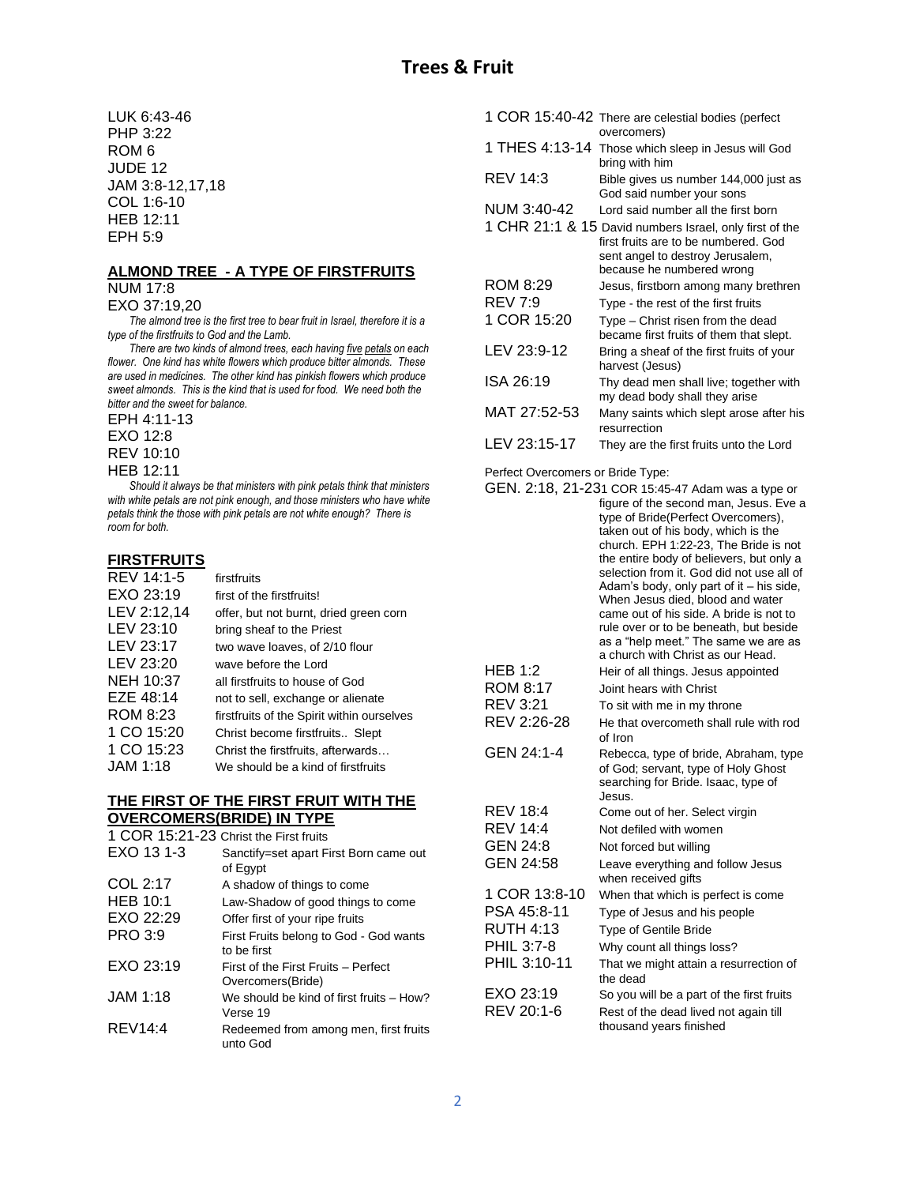# Trees & Fruit

LUK 6:43-46
PHP 3:22
ROM 6
JUDE 12
JAM 3:8-12,17,18
COL 1:6-10
HEB 12:11
EPH 5:9

## ALMOND TREE - A TYPE OF FIRSTFRUITS

NUM 17:8
EXO 37:19,20

*The almond tree is the first tree to bear fruit in Israel, therefore it is a type of the firstfruits to God and the Lamb.*

*There are two kinds of almond trees, each having five petals on each flower. One kind has white flowers which produce bitter almonds. These are used in medicines. The other kind has pinkish flowers which produce sweet almonds. This is the kind that is used for food. We need both the bitter and the sweet for balance.*

EPH 4:11-13
EXO 12:8
REV 10:10
HEB 12:11

*Should it always be that ministers with pink petals think that ministers with white petals are not pink enough, and those ministers who have white petals think the those with pink petals are not white enough? There is room for both.*

## FIRSTFRUITS

| | |
|---|---|
| REV 14:1-5 | firstfruits |
| EXO 23:19 | first of the firstfruits! |
| LEV 2:12,14 | offer, but not burnt, dried green corn |
| LEV 23:10 | bring sheaf to the Priest |
| LEV 23:17 | two wave loaves, of 2/10 flour |
| LEV 23:20 | wave before the Lord |
| NEH 10:37 | all firstfruits to house of God |
| EZE 48:14 | not to sell, exchange or alienate |
| ROM 8:23 | firstfruits of the Spirit within ourselves |
| 1 CO 15:20 | Christ become firstfruits.. Slept |
| 1 CO 15:23 | Christ the firstfruits, afterwards… |
| JAM 1:18 | We should be a kind of firstfruits |

## THE FIRST OF THE FIRST FRUIT WITH THE OVERCOMERS(BRIDE) IN TYPE

| | |
|---|---|
| 1 COR 15:21-23 | Christ the First fruits |
| EXO 13 1-3 | Sanctify=set apart First Born came out of Egypt |
| COL 2:17 | A shadow of things to come |
| HEB 10:1 | Law-Shadow of good things to come |
| EXO 22:29 | Offer first of your ripe fruits |
| PRO 3:9 | First Fruits belong to God - God wants to be first |
| EXO 23:19 | First of the First Fruits – Perfect Overcomers(Bride) |
| JAM 1:18 | We should be kind of first fruits – How? Verse 19 |
| REV14:4 | Redeemed from among men, first fruits unto God |
| 1 COR 15:40-42 | There are celestial bodies (perfect overcomers) |
| 1 THES 4:13-14 | Those which sleep in Jesus will God bring with him |
| REV 14:3 | Bible gives us number 144,000 just as God said number your sons |
| NUM 3:40-42 | Lord said number all the first born |
| 1 CHR 21:1 & 15 | David numbers Israel, only first of the first fruits are to be numbered. God sent angel to destroy Jerusalem, because he numbered wrong |
| ROM 8:29 | Jesus, firstborn among many brethren |
| REV 7:9 | Type - the rest of the first fruits |
| 1 COR 15:20 | Type – Christ risen from the dead became first fruits of them that slept. |
| LEV 23:9-12 | Bring a sheaf of the first fruits of your harvest (Jesus) |
| ISA 26:19 | Thy dead men shall live; together with my dead body shall they arise |
| MAT 27:52-53 | Many saints which slept arose after his resurrection |
| LEV 23:15-17 | They are the first fruits unto the Lord |

Perfect Overcomers or Bride Type:

| | |
|---|---|
| GEN. 2:18, 21-23 | 1 COR 15:45-47 Adam was a type or figure of the second man, Jesus. Eve a type of Bride(Perfect Overcomers), taken out of his body, which is the church. EPH 1:22-23, The Bride is not the entire body of believers, but only a selection from it. God did not use all of Adam's body, only part of it – his side, When Jesus died, blood and water came out of his side. A bride is not to rule over or to be beneath, but beside as a "help meet." The same we are as a church with Christ as our Head. |
| HEB 1:2 | Heir of all things. Jesus appointed |
| ROM 8:17 | Joint hears with Christ |
| REV 3:21 | To sit with me in my throne |
| REV 2:26-28 | He that overcometh shall rule with rod of Iron |
| GEN 24:1-4 | Rebecca, type of bride, Abraham, type of God; servant, type of Holy Ghost searching for Bride. Isaac, type of Jesus. |
| REV 18:4 | Come out of her. Select virgin |
| REV 14:4 | Not defiled with women |
| GEN 24:8 | Not forced but willing |
| GEN 24:58 | Leave everything and follow Jesus when received gifts |
| 1 COR 13:8-10 | When that which is perfect is come |
| PSA 45:8-11 | Type of Jesus and his people |
| RUTH 4:13 | Type of Gentile Bride |
| PHIL 3:7-8 | Why count all things loss? |
| PHIL 3:10-11 | That we might attain a resurrection of the dead |
| EXO 23:19 | So you will be a part of the first fruits |
| REV 20:1-6 | Rest of the dead lived not again till thousand years finished |